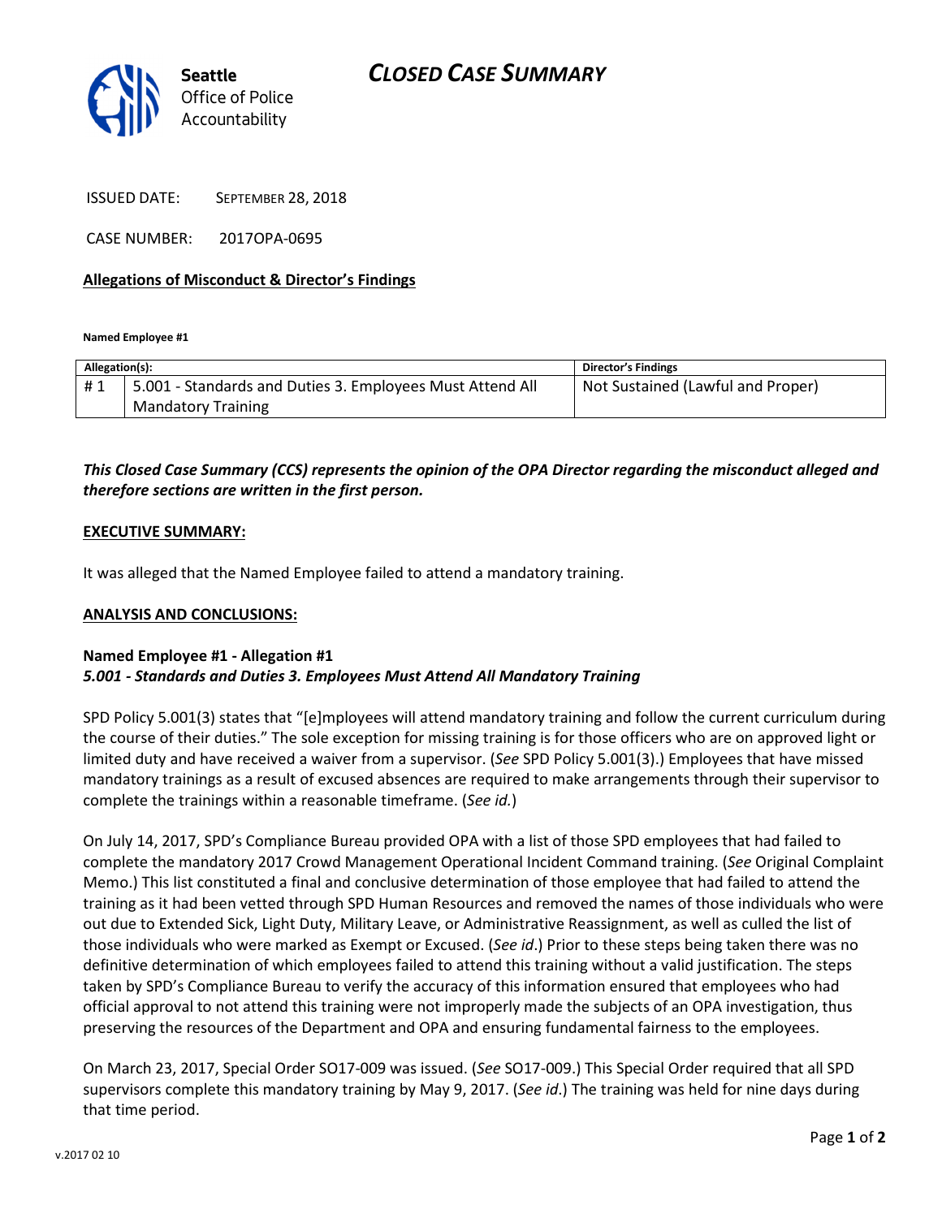# CLOSED CASE SUMMARY

Seattle
Office of Police Accountability

ISSUED DATE: SEPTEMBER 28, 2018

CASE NUMBER: 2017OPA-0695

**Allegations of Misconduct & Director's Findings**

**Named Employee #1**

| Allegation(s): | | Director's Findings |
|---|---|---|
| # 1 | 5.001 - Standards and Duties 3. Employees Must Attend All Mandatory Training | Not Sustained (Lawful and Proper) |

***This Closed Case Summary (CCS) represents the opinion of the OPA Director regarding the misconduct alleged and therefore sections are written in the first person.***

**EXECUTIVE SUMMARY:**

It was alleged that the Named Employee failed to attend a mandatory training.

**ANALYSIS AND CONCLUSIONS:**

**Named Employee #1 - Allegation #1**
***5.001 - Standards and Duties 3. Employees Must Attend All Mandatory Training***

SPD Policy 5.001(3) states that "[e]mployees will attend mandatory training and follow the current curriculum during the course of their duties." The sole exception for missing training is for those officers who are on approved light or limited duty and have received a waiver from a supervisor. (*See* SPD Policy 5.001(3).) Employees that have missed mandatory trainings as a result of excused absences are required to make arrangements through their supervisor to complete the trainings within a reasonable timeframe. (*See id.*)

On July 14, 2017, SPD's Compliance Bureau provided OPA with a list of those SPD employees that had failed to complete the mandatory 2017 Crowd Management Operational Incident Command training. (*See* Original Complaint Memo.) This list constituted a final and conclusive determination of those employee that had failed to attend the training as it had been vetted through SPD Human Resources and removed the names of those individuals who were out due to Extended Sick, Light Duty, Military Leave, or Administrative Reassignment, as well as culled the list of those individuals who were marked as Exempt or Excused. (*See id*.) Prior to these steps being taken there was no definitive determination of which employees failed to attend this training without a valid justification. The steps taken by SPD's Compliance Bureau to verify the accuracy of this information ensured that employees who had official approval to not attend this training were not improperly made the subjects of an OPA investigation, thus preserving the resources of the Department and OPA and ensuring fundamental fairness to the employees.

On March 23, 2017, Special Order SO17-009 was issued. (*See* SO17-009.) This Special Order required that all SPD supervisors complete this mandatory training by May 9, 2017. (*See id*.) The training was held for nine days during that time period.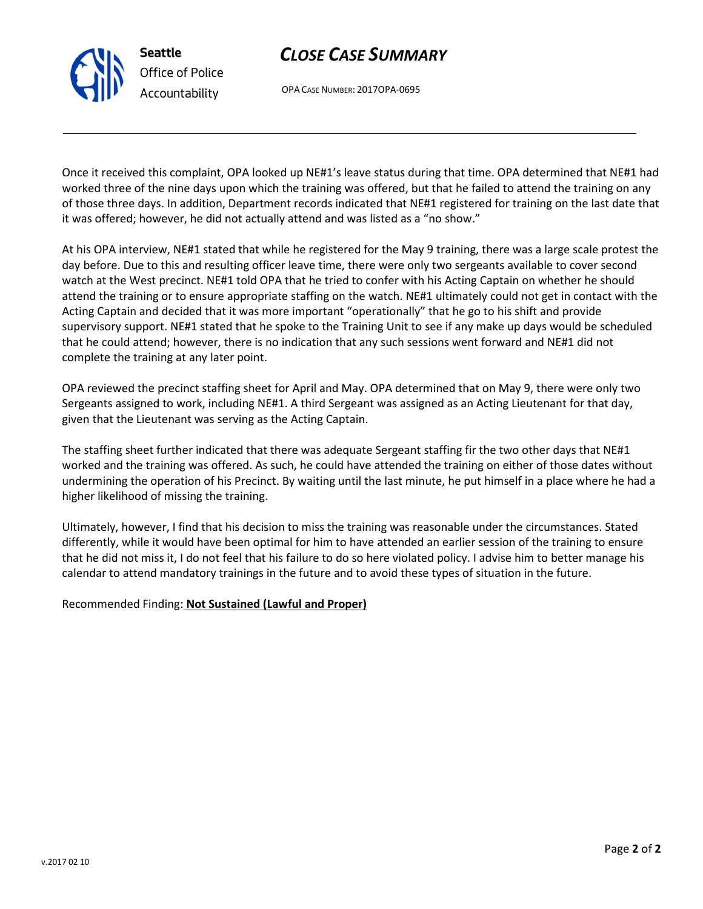Once it received this complaint, OPA looked up NE#1's leave status during that time. OPA determined that NE#1 had worked three of the nine days upon which the training was offered, but that he failed to attend the training on any of those three days. In addition, Department records indicated that NE#1 registered for training on the last date that it was offered; however, he did not actually attend and was listed as a "no show."

At his OPA interview, NE#1 stated that while he registered for the May 9 training, there was a large scale protest the day before. Due to this and resulting officer leave time, there were only two sergeants available to cover second watch at the West precinct. NE#1 told OPA that he tried to confer with his Acting Captain on whether he should attend the training or to ensure appropriate staffing on the watch. NE#1 ultimately could not get in contact with the Acting Captain and decided that it was more important "operationally" that he go to his shift and provide supervisory support. NE#1 stated that he spoke to the Training Unit to see if any make up days would be scheduled that he could attend; however, there is no indication that any such sessions went forward and NE#1 did not complete the training at any later point.

OPA reviewed the precinct staffing sheet for April and May. OPA determined that on May 9, there were only two Sergeants assigned to work, including NE#1. A third Sergeant was assigned as an Acting Lieutenant for that day, given that the Lieutenant was serving as the Acting Captain.

The staffing sheet further indicated that there was adequate Sergeant staffing fir the two other days that NE#1 worked and the training was offered. As such, he could have attended the training on either of those dates without undermining the operation of his Precinct. By waiting until the last minute, he put himself in a place where he had a higher likelihood of missing the training.

Ultimately, however, I find that his decision to miss the training was reasonable under the circumstances. Stated differently, while it would have been optimal for him to have attended an earlier session of the training to ensure that he did not miss it, I do not feel that his failure to do so here violated policy. I advise him to better manage his calendar to attend mandatory trainings in the future and to avoid these types of situation in the future.

Recommended Finding: **Not Sustained (Lawful and Proper)**